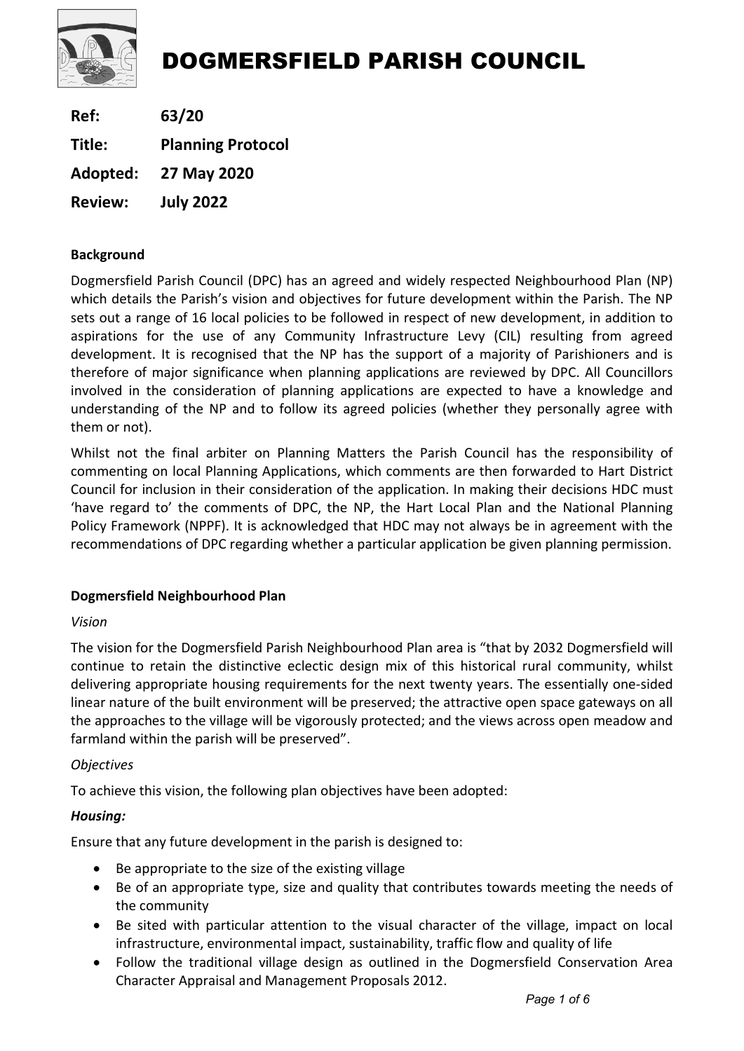# DOGMERSFIELD PARISH COUNCIL

**Ref:** **63/20**

**Title:** **Planning Protocol**

**Adopted:** **27 May 2020**

**Review:** **July 2022**

**Background**

Dogmersfield Parish Council (DPC) has an agreed and widely respected Neighbourhood Plan (NP) which details the Parish's vision and objectives for future development within the Parish. The NP sets out a range of 16 local policies to be followed in respect of new development, in addition to aspirations for the use of any Community Infrastructure Levy (CIL) resulting from agreed development. It is recognised that the NP has the support of a majority of Parishioners and is therefore of major significance when planning applications are reviewed by DPC. All Councillors involved in the consideration of planning applications are expected to have a knowledge and understanding of the NP and to follow its agreed policies (whether they personally agree with them or not).

Whilst not the final arbiter on Planning Matters the Parish Council has the responsibility of commenting on local Planning Applications, which comments are then forwarded to Hart District Council for inclusion in their consideration of the application. In making their decisions HDC must 'have regard to' the comments of DPC, the NP, the Hart Local Plan and the National Planning Policy Framework (NPPF). It is acknowledged that HDC may not always be in agreement with the recommendations of DPC regarding whether a particular application be given planning permission.

**Dogmersfield Neighbourhood Plan**

*Vision*

The vision for the Dogmersfield Parish Neighbourhood Plan area is "that by 2032 Dogmersfield will continue to retain the distinctive eclectic design mix of this historical rural community, whilst delivering appropriate housing requirements for the next twenty years. The essentially one-sided linear nature of the built environment will be preserved; the attractive open space gateways on all the approaches to the village will be vigorously protected; and the views across open meadow and farmland within the parish will be preserved".

*Objectives*

To achieve this vision, the following plan objectives have been adopted:

***Housing:***

Ensure that any future development in the parish is designed to:

- Be appropriate to the size of the existing village
- Be of an appropriate type, size and quality that contributes towards meeting the needs of the community
- Be sited with particular attention to the visual character of the village, impact on local infrastructure, environmental impact, sustainability, traffic flow and quality of life
- Follow the traditional village design as outlined in the Dogmersfield Conservation Area Character Appraisal and Management Proposals 2012.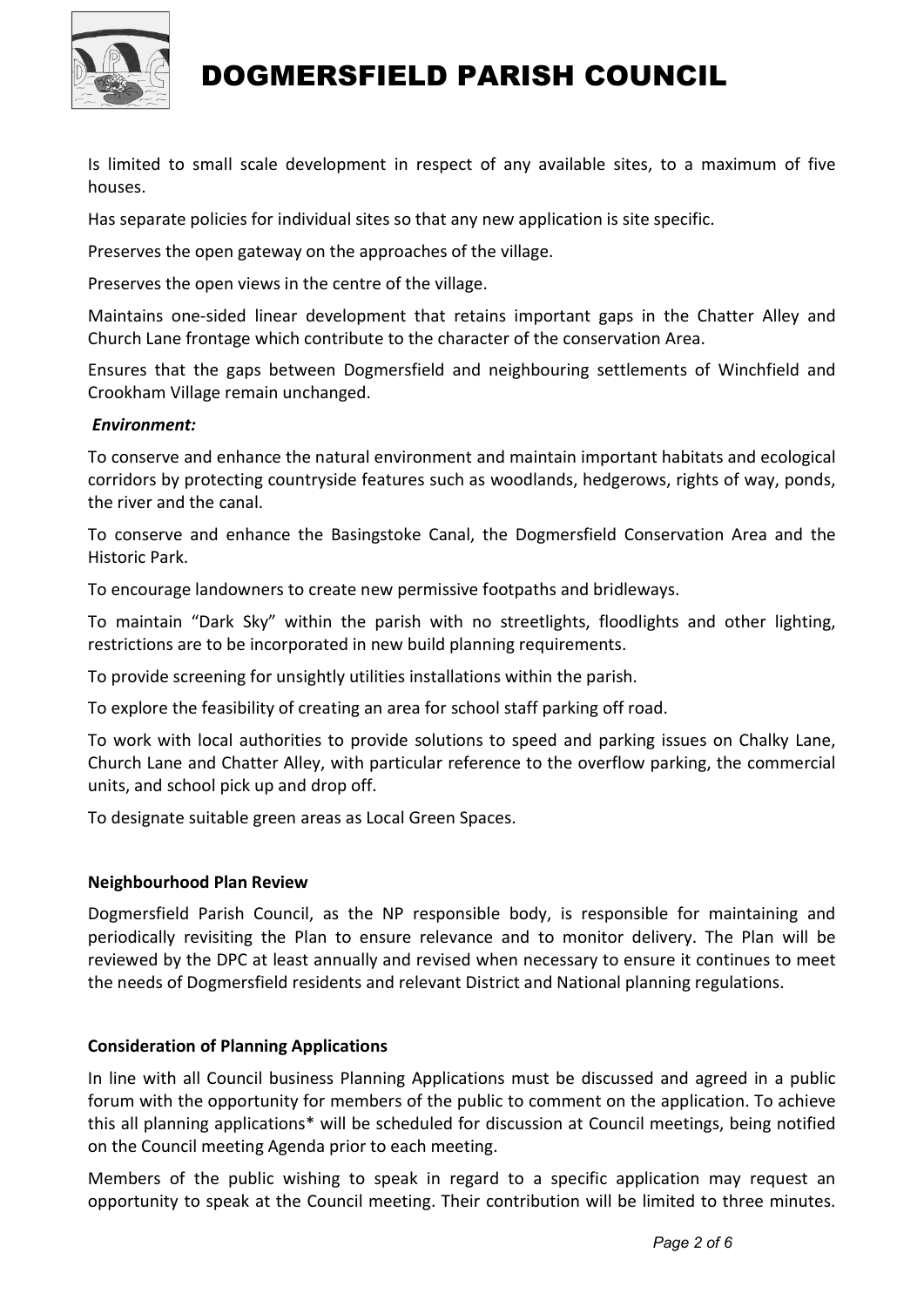Is limited to small scale development in respect of any available sites, to a maximum of five houses.

Has separate policies for individual sites so that any new application is site specific.

Preserves the open gateway on the approaches of the village.

Preserves the open views in the centre of the village.

Maintains one-sided linear development that retains important gaps in the Chatter Alley and Church Lane frontage which contribute to the character of the conservation Area.

Ensures that the gaps between Dogmersfield and neighbouring settlements of Winchfield and Crookham Village remain unchanged.

***Environment:***

To conserve and enhance the natural environment and maintain important habitats and ecological corridors by protecting countryside features such as woodlands, hedgerows, rights of way, ponds, the river and the canal.

To conserve and enhance the Basingstoke Canal, the Dogmersfield Conservation Area and the Historic Park.

To encourage landowners to create new permissive footpaths and bridleways.

To maintain "Dark Sky" within the parish with no streetlights, floodlights and other lighting, restrictions are to be incorporated in new build planning requirements.

To provide screening for unsightly utilities installations within the parish.

To explore the feasibility of creating an area for school staff parking off road.

To work with local authorities to provide solutions to speed and parking issues on Chalky Lane, Church Lane and Chatter Alley, with particular reference to the overflow parking, the commercial units, and school pick up and drop off.

To designate suitable green areas as Local Green Spaces.

**Neighbourhood Plan Review**

Dogmersfield Parish Council, as the NP responsible body, is responsible for maintaining and periodically revisiting the Plan to ensure relevance and to monitor delivery. The Plan will be reviewed by the DPC at least annually and revised when necessary to ensure it continues to meet the needs of Dogmersfield residents and relevant District and National planning regulations.

**Consideration of Planning Applications**

In line with all Council business Planning Applications must be discussed and agreed in a public forum with the opportunity for members of the public to comment on the application. To achieve this all planning applications* will be scheduled for discussion at Council meetings, being notified on the Council meeting Agenda prior to each meeting.

Members of the public wishing to speak in regard to a specific application may request an opportunity to speak at the Council meeting. Their contribution will be limited to three minutes.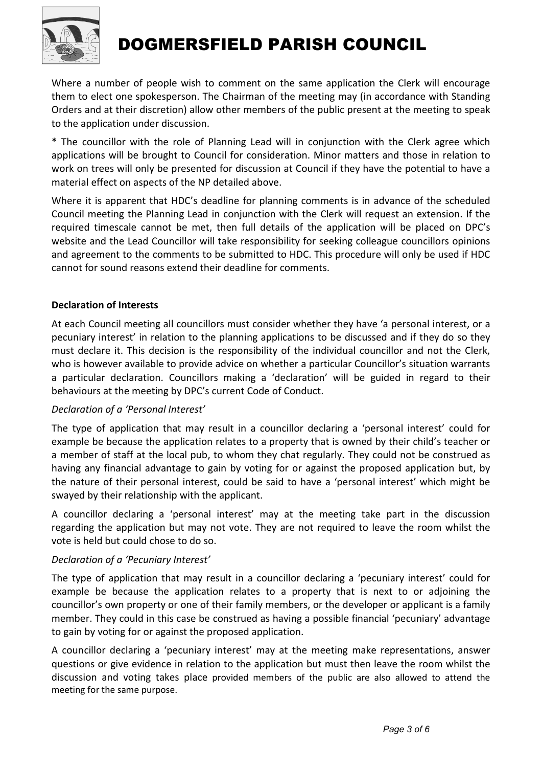Where a number of people wish to comment on the same application the Clerk will encourage them to elect one spokesperson. The Chairman of the meeting may (in accordance with Standing Orders and at their discretion) allow other members of the public present at the meeting to speak to the application under discussion.

* The councillor with the role of Planning Lead will in conjunction with the Clerk agree which applications will be brought to Council for consideration. Minor matters and those in relation to work on trees will only be presented for discussion at Council if they have the potential to have a material effect on aspects of the NP detailed above.

Where it is apparent that HDC's deadline for planning comments is in advance of the scheduled Council meeting the Planning Lead in conjunction with the Clerk will request an extension. If the required timescale cannot be met, then full details of the application will be placed on DPC's website and the Lead Councillor will take responsibility for seeking colleague councillors opinions and agreement to the comments to be submitted to HDC. This procedure will only be used if HDC cannot for sound reasons extend their deadline for comments.

**Declaration of Interests**

At each Council meeting all councillors must consider whether they have 'a personal interest, or a pecuniary interest' in relation to the planning applications to be discussed and if they do so they must declare it. This decision is the responsibility of the individual councillor and not the Clerk, who is however available to provide advice on whether a particular Councillor's situation warrants a particular declaration. Councillors making a 'declaration' will be guided in regard to their behaviours at the meeting by DPC's current Code of Conduct.

*Declaration of a 'Personal Interest'*

The type of application that may result in a councillor declaring a 'personal interest' could for example be because the application relates to a property that is owned by their child's teacher or a member of staff at the local pub, to whom they chat regularly. They could not be construed as having any financial advantage to gain by voting for or against the proposed application but, by the nature of their personal interest, could be said to have a 'personal interest' which might be swayed by their relationship with the applicant.

A councillor declaring a 'personal interest' may at the meeting take part in the discussion regarding the application but may not vote. They are not required to leave the room whilst the vote is held but could chose to do so.

*Declaration of a 'Pecuniary Interest'*

The type of application that may result in a councillor declaring a 'pecuniary interest' could for example be because the application relates to a property that is next to or adjoining the councillor's own property or one of their family members, or the developer or applicant is a family member. They could in this case be construed as having a possible financial 'pecuniary' advantage to gain by voting for or against the proposed application.

A councillor declaring a 'pecuniary interest' may at the meeting make representations, answer questions or give evidence in relation to the application but must then leave the room whilst the discussion and voting takes place provided members of the public are also allowed to attend the meeting for the same purpose.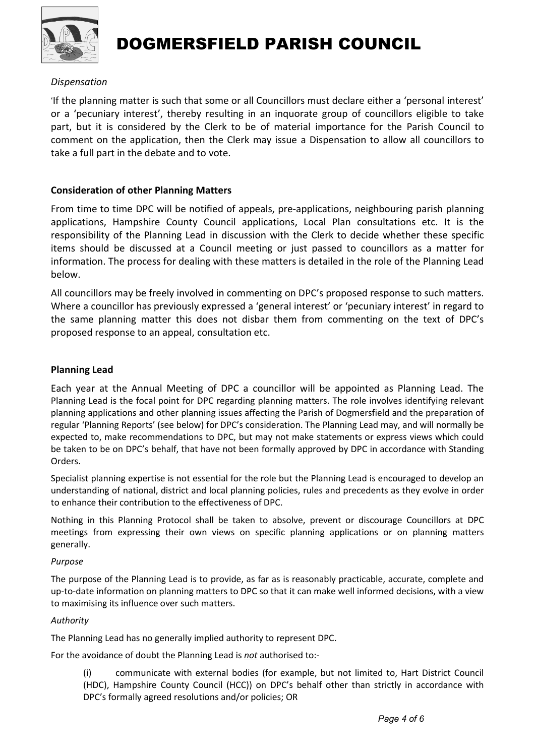*Dispensation*

'If the planning matter is such that some or all Councillors must declare either a 'personal interest' or a 'pecuniary interest', thereby resulting in an inquorate group of councillors eligible to take part, but it is considered by the Clerk to be of material importance for the Parish Council to comment on the application, then the Clerk may issue a Dispensation to allow all councillors to take a full part in the debate and to vote.

**Consideration of other Planning Matters**

From time to time DPC will be notified of appeals, pre-applications, neighbouring parish planning applications, Hampshire County Council applications, Local Plan consultations etc. It is the responsibility of the Planning Lead in discussion with the Clerk to decide whether these specific items should be discussed at a Council meeting or just passed to councillors as a matter for information. The process for dealing with these matters is detailed in the role of the Planning Lead below.

All councillors may be freely involved in commenting on DPC's proposed response to such matters. Where a councillor has previously expressed a 'general interest' or 'pecuniary interest' in regard to the same planning matter this does not disbar them from commenting on the text of DPC's proposed response to an appeal, consultation etc.

**Planning Lead**

Each year at the Annual Meeting of DPC a councillor will be appointed as Planning Lead. The Planning Lead is the focal point for DPC regarding planning matters. The role involves identifying relevant planning applications and other planning issues affecting the Parish of Dogmersfield and the preparation of regular 'Planning Reports' (see below) for DPC's consideration. The Planning Lead may, and will normally be expected to, make recommendations to DPC, but may not make statements or express views which could be taken to be on DPC's behalf, that have not been formally approved by DPC in accordance with Standing Orders.

Specialist planning expertise is not essential for the role but the Planning Lead is encouraged to develop an understanding of national, district and local planning policies, rules and precedents as they evolve in order to enhance their contribution to the effectiveness of DPC.

Nothing in this Planning Protocol shall be taken to absolve, prevent or discourage Councillors at DPC meetings from expressing their own views on specific planning applications or on planning matters generally.

*Purpose*

The purpose of the Planning Lead is to provide, as far as is reasonably practicable, accurate, complete and up-to-date information on planning matters to DPC so that it can make well informed decisions, with a view to maximising its influence over such matters.

*Authority*

The Planning Lead has no generally implied authority to represent DPC.

For the avoidance of doubt the Planning Lead is ***not*** authorised to:-

(i) communicate with external bodies (for example, but not limited to, Hart District Council (HDC), Hampshire County Council (HCC)) on DPC's behalf other than strictly in accordance with DPC's formally agreed resolutions and/or policies; OR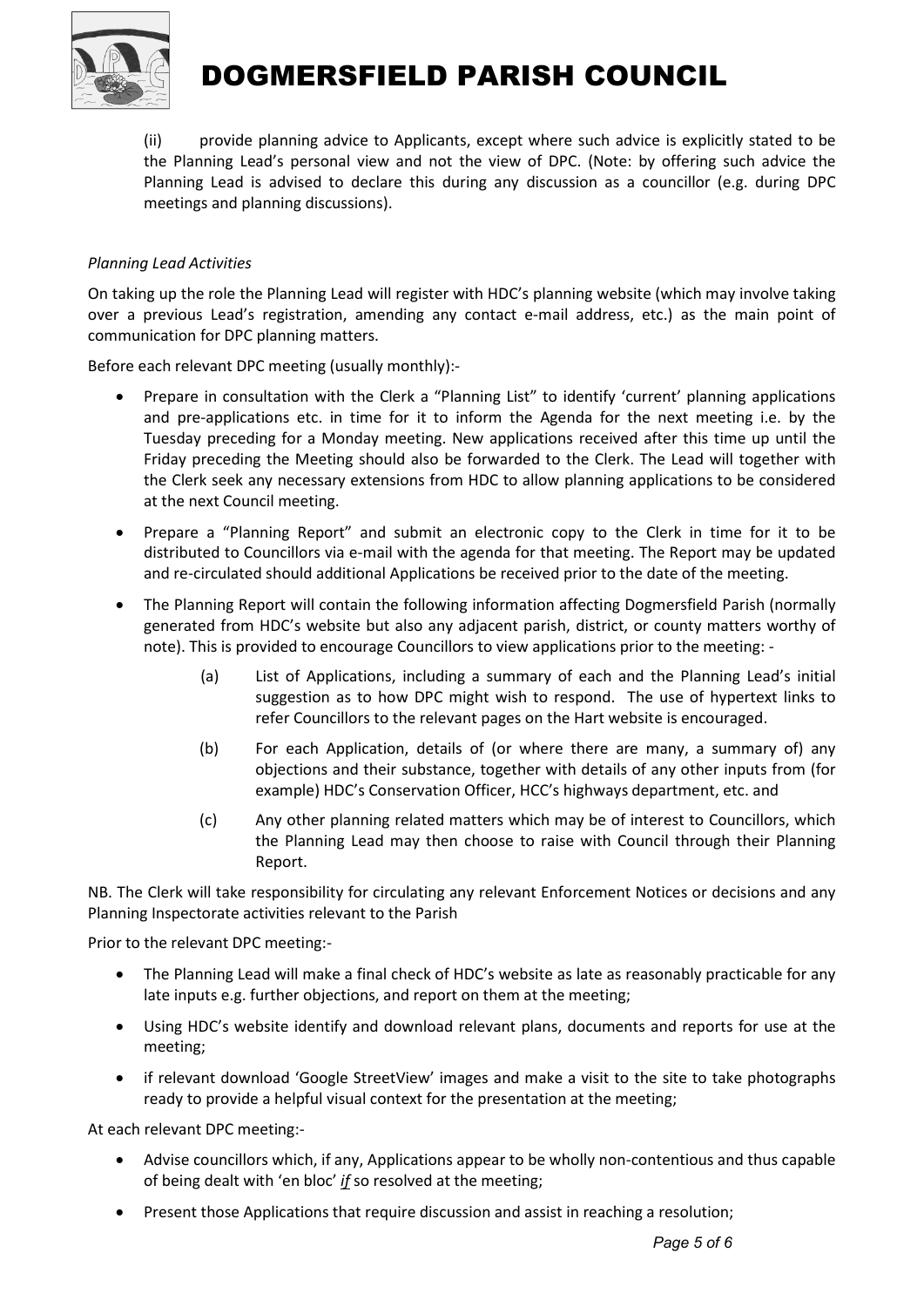(ii) provide planning advice to Applicants, except where such advice is explicitly stated to be the Planning Lead's personal view and not the view of DPC. (Note: by offering such advice the Planning Lead is advised to declare this during any discussion as a councillor (e.g. during DPC meetings and planning discussions).

*Planning Lead Activities*

On taking up the role the Planning Lead will register with HDC's planning website (which may involve taking over a previous Lead's registration, amending any contact e-mail address, etc.) as the main point of communication for DPC planning matters.

Before each relevant DPC meeting (usually monthly):-

- Prepare in consultation with the Clerk a "Planning List" to identify 'current' planning applications and pre-applications etc. in time for it to inform the Agenda for the next meeting i.e. by the Tuesday preceding for a Monday meeting. New applications received after this time up until the Friday preceding the Meeting should also be forwarded to the Clerk. The Lead will together with the Clerk seek any necessary extensions from HDC to allow planning applications to be considered at the next Council meeting.
- Prepare a "Planning Report" and submit an electronic copy to the Clerk in time for it to be distributed to Councillors via e-mail with the agenda for that meeting. The Report may be updated and re-circulated should additional Applications be received prior to the date of the meeting.
- The Planning Report will contain the following information affecting Dogmersfield Parish (normally generated from HDC's website but also any adjacent parish, district, or county matters worthy of note). This is provided to encourage Councillors to view applications prior to the meeting: -
  - (a) List of Applications, including a summary of each and the Planning Lead's initial suggestion as to how DPC might wish to respond. The use of hypertext links to refer Councillors to the relevant pages on the Hart website is encouraged.
  - (b) For each Application, details of (or where there are many, a summary of) any objections and their substance, together with details of any other inputs from (for example) HDC's Conservation Officer, HCC's highways department, etc. and
  - (c) Any other planning related matters which may be of interest to Councillors, which the Planning Lead may then choose to raise with Council through their Planning Report.

NB. The Clerk will take responsibility for circulating any relevant Enforcement Notices or decisions and any Planning Inspectorate activities relevant to the Parish

Prior to the relevant DPC meeting:-

- The Planning Lead will make a final check of HDC's website as late as reasonably practicable for any late inputs e.g. further objections, and report on them at the meeting;
- Using HDC's website identify and download relevant plans, documents and reports for use at the meeting;
- if relevant download 'Google StreetView' images and make a visit to the site to take photographs ready to provide a helpful visual context for the presentation at the meeting;

At each relevant DPC meeting:-

- Advise councillors which, if any, Applications appear to be wholly non-contentious and thus capable of being dealt with 'en bloc' *if* so resolved at the meeting;
- Present those Applications that require discussion and assist in reaching a resolution;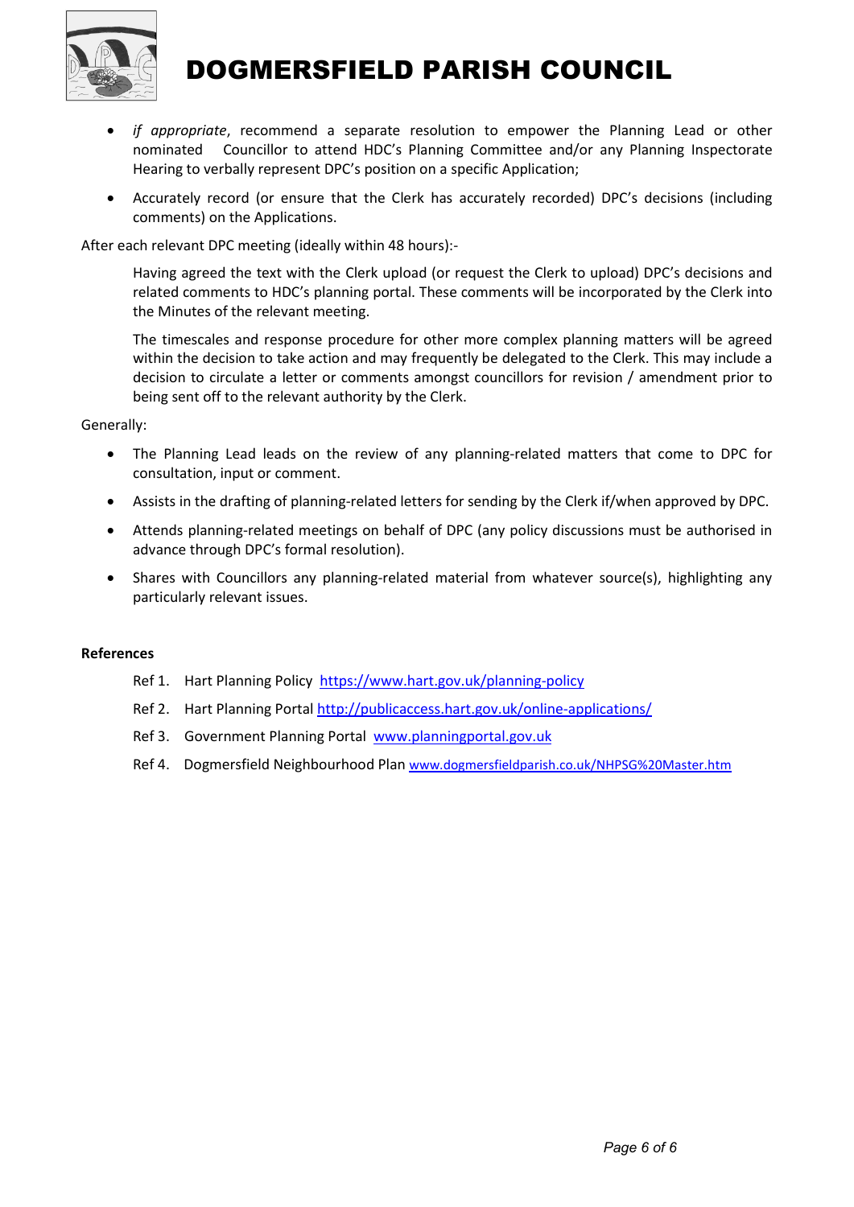- *if appropriate*, recommend a separate resolution to empower the Planning Lead or other nominated Councillor to attend HDC's Planning Committee and/or any Planning Inspectorate Hearing to verbally represent DPC's position on a specific Application;
- Accurately record (or ensure that the Clerk has accurately recorded) DPC's decisions (including comments) on the Applications.

After each relevant DPC meeting (ideally within 48 hours):-

> Having agreed the text with the Clerk upload (or request the Clerk to upload) DPC's decisions and related comments to HDC's planning portal. These comments will be incorporated by the Clerk into the Minutes of the relevant meeting.
>
> The timescales and response procedure for other more complex planning matters will be agreed within the decision to take action and may frequently be delegated to the Clerk. This may include a decision to circulate a letter or comments amongst councillors for revision / amendment prior to being sent off to the relevant authority by the Clerk.

Generally:

- The Planning Lead leads on the review of any planning-related matters that come to DPC for consultation, input or comment.
- Assists in the drafting of planning-related letters for sending by the Clerk if/when approved by DPC.
- Attends planning-related meetings on behalf of DPC (any policy discussions must be authorised in advance through DPC's formal resolution).
- Shares with Councillors any planning-related material from whatever source(s), highlighting any particularly relevant issues.

**References**

Ref 1. Hart Planning Policy https://www.hart.gov.uk/planning-policy

Ref 2. Hart Planning Portal http://publicaccess.hart.gov.uk/online-applications/

Ref 3. Government Planning Portal www.planningportal.gov.uk

Ref 4. Dogmersfield Neighbourhood Plan www.dogmersfieldparish.co.uk/NHPSG%20Master.htm